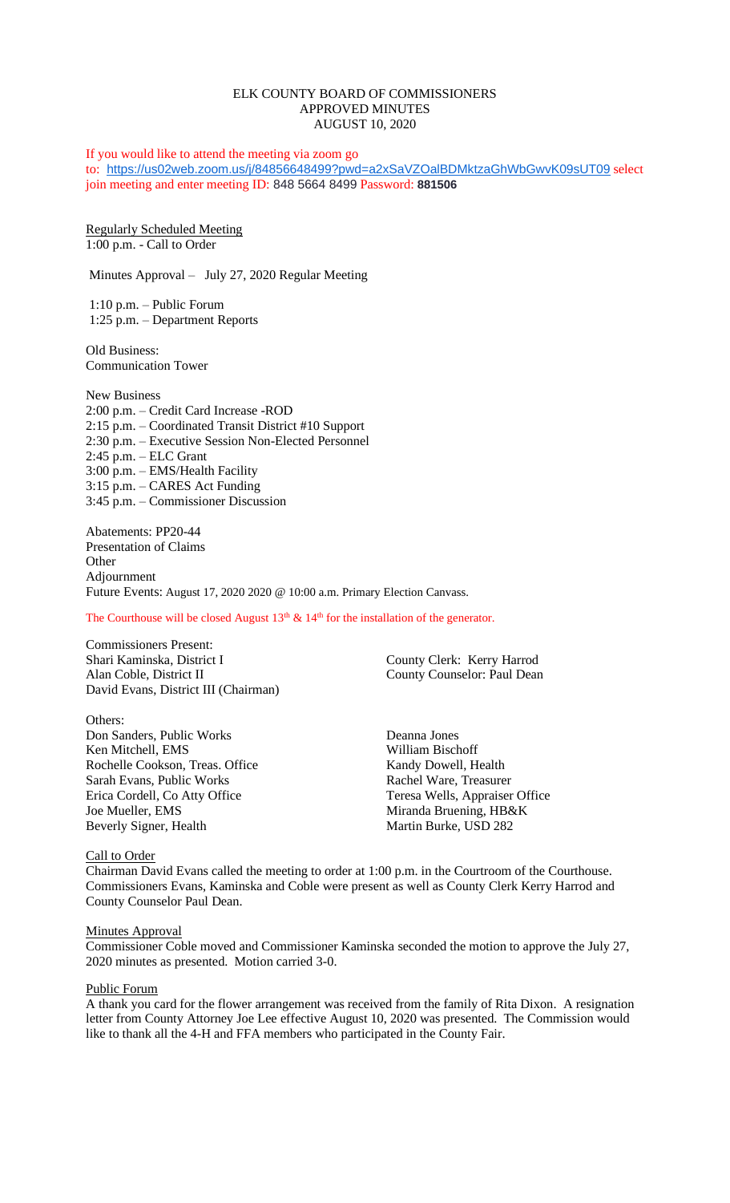# ELK COUNTY BOARD OF COMMISSIONERS
## APPROVED MINUTES
### AUGUST 10, 2020

If you would like to attend the meeting via zoom go to: https://us02web.zoom.us/j/84856648499?pwd=a2xSaVZOalBDMktzaGhWbGwvK09sUT09 select join meeting and enter meeting ID: 848 5664 8499 Password: **881506**

Regularly Scheduled Meeting
1:00 p.m. - Call to Order

Minutes Approval – July 27, 2020 Regular Meeting

1:10 p.m. – Public Forum
1:25 p.m. – Department Reports

Old Business:
Communication Tower

New Business
2:00 p.m. – Credit Card Increase -ROD
2:15 p.m. – Coordinated Transit District #10 Support
2:30 p.m. – Executive Session Non-Elected Personnel
2:45 p.m. – ELC Grant
3:00 p.m. – EMS/Health Facility
3:15 p.m. – CARES Act Funding
3:45 p.m. – Commissioner Discussion

Abatements: PP20-44
Presentation of Claims
Other
Adjournment
Future Events: August 17, 2020 2020 @ 10:00 a.m. Primary Election Canvass.

The Courthouse will be closed August 13th & 14th for the installation of the generator.

Commissioners Present:
Shari Kaminska, District I
Alan Coble, District II
David Evans, District III (Chairman)

County Clerk: Kerry Harrod
County Counselor: Paul Dean

Others:
Don Sanders, Public Works
Ken Mitchell, EMS
Rochelle Cookson, Treas. Office
Sarah Evans, Public Works
Erica Cordell, Co Atty Office
Joe Mueller, EMS
Beverly Signer, Health
Deanna Jones
William Bischoff
Kandy Dowell, Health
Rachel Ware, Treasurer
Teresa Wells, Appraiser Office
Miranda Bruening, HB&K
Martin Burke, USD 282

Call to Order
Chairman David Evans called the meeting to order at 1:00 p.m. in the Courtroom of the Courthouse. Commissioners Evans, Kaminska and Coble were present as well as County Clerk Kerry Harrod and County Counselor Paul Dean.

Minutes Approval
Commissioner Coble moved and Commissioner Kaminska seconded the motion to approve the July 27, 2020 minutes as presented. Motion carried 3-0.

Public Forum
A thank you card for the flower arrangement was received from the family of Rita Dixon. A resignation letter from County Attorney Joe Lee effective August 10, 2020 was presented. The Commission would like to thank all the 4-H and FFA members who participated in the County Fair.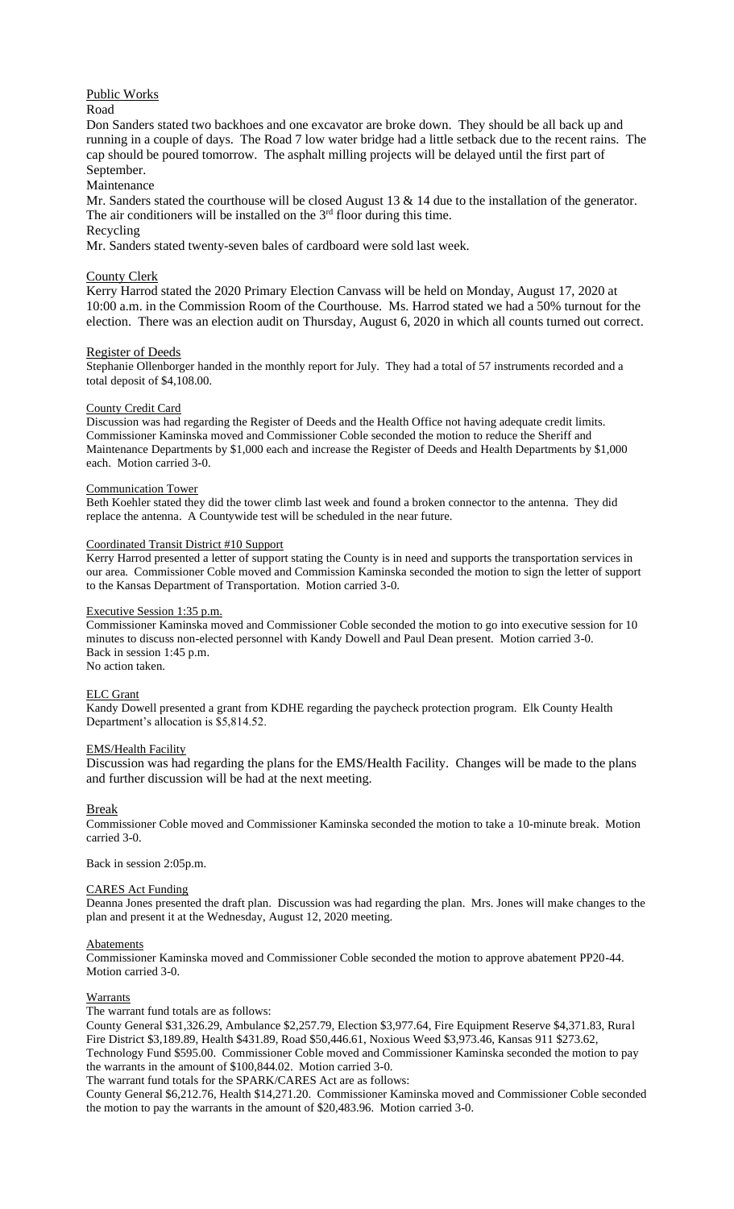Public Works

Road

Don Sanders stated two backhoes and one excavator are broke down. They should be all back up and running in a couple of days. The Road 7 low water bridge had a little setback due to the recent rains. The cap should be poured tomorrow. The asphalt milling projects will be delayed until the first part of September.

Maintenance

Mr. Sanders stated the courthouse will be closed August 13 & 14 due to the installation of the generator. The air conditioners will be installed on the 3rd floor during this time.

Recycling

Mr. Sanders stated twenty-seven bales of cardboard were sold last week.

County Clerk

Kerry Harrod stated the 2020 Primary Election Canvass will be held on Monday, August 17, 2020 at 10:00 a.m. in the Commission Room of the Courthouse. Ms. Harrod stated we had a 50% turnout for the election. There was an election audit on Thursday, August 6, 2020 in which all counts turned out correct.

Register of Deeds

Stephanie Ollenborger handed in the monthly report for July. They had a total of 57 instruments recorded and a total deposit of $4,108.00.

County Credit Card

Discussion was had regarding the Register of Deeds and the Health Office not having adequate credit limits. Commissioner Kaminska moved and Commissioner Coble seconded the motion to reduce the Sheriff and Maintenance Departments by $1,000 each and increase the Register of Deeds and Health Departments by $1,000 each. Motion carried 3-0.

Communication Tower

Beth Koehler stated they did the tower climb last week and found a broken connector to the antenna. They did replace the antenna. A Countywide test will be scheduled in the near future.

Coordinated Transit District #10 Support

Kerry Harrod presented a letter of support stating the County is in need and supports the transportation services in our area. Commissioner Coble moved and Commission Kaminska seconded the motion to sign the letter of support to the Kansas Department of Transportation. Motion carried 3-0.

Executive Session 1:35 p.m.

Commissioner Kaminska moved and Commissioner Coble seconded the motion to go into executive session for 10 minutes to discuss non-elected personnel with Kandy Dowell and Paul Dean present. Motion carried 3-0.
Back in session 1:45 p.m.
No action taken.

ELC Grant

Kandy Dowell presented a grant from KDHE regarding the paycheck protection program. Elk County Health Department's allocation is $5,814.52.

EMS/Health Facility

Discussion was had regarding the plans for the EMS/Health Facility. Changes will be made to the plans and further discussion will be had at the next meeting.

Break

Commissioner Coble moved and Commissioner Kaminska seconded the motion to take a 10-minute break. Motion carried 3-0.

Back in session 2:05p.m.

CARES Act Funding

Deanna Jones presented the draft plan. Discussion was had regarding the plan. Mrs. Jones will make changes to the plan and present it at the Wednesday, August 12, 2020 meeting.

Abatements

Commissioner Kaminska moved and Commissioner Coble seconded the motion to approve abatement PP20-44. Motion carried 3-0.

Warrants

The warrant fund totals are as follows:

County General $31,326.29, Ambulance $2,257.79, Election $3,977.64, Fire Equipment Reserve $4,371.83, Rural Fire District $3,189.89, Health $431.89, Road $50,446.61, Noxious Weed $3,973.46, Kansas 911 $273.62, Technology Fund $595.00. Commissioner Coble moved and Commissioner Kaminska seconded the motion to pay the warrants in the amount of $100,844.02. Motion carried 3-0.

The warrant fund totals for the SPARK/CARES Act are as follows:

County General $6,212.76, Health $14,271.20. Commissioner Kaminska moved and Commissioner Coble seconded the motion to pay the warrants in the amount of $20,483.96. Motion carried 3-0.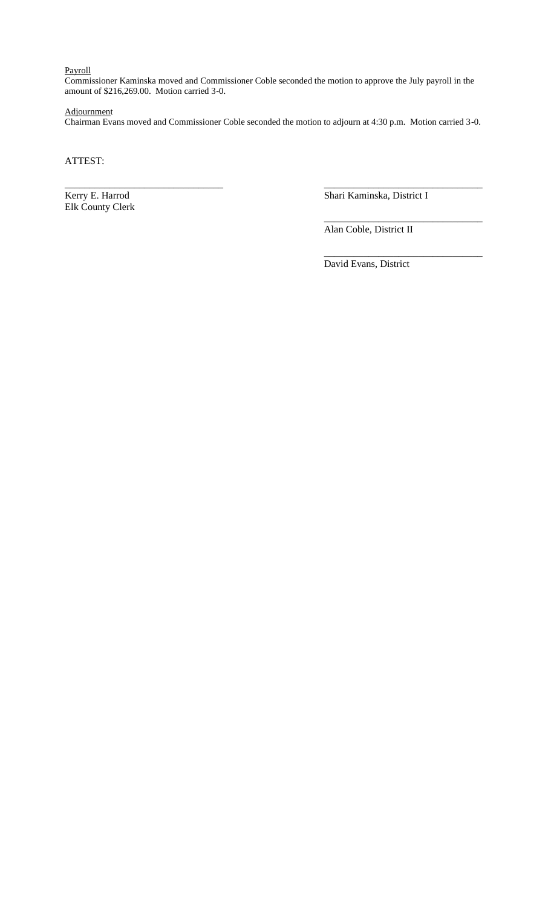<u>Payroll</u>
Commissioner Kaminska moved and Commissioner Coble seconded the motion to approve the July payroll in the amount of $216,269.00. Motion carried 3-0.

<u>Adjournment</u>
Chairman Evans moved and Commissioner Coble seconded the motion to adjourn at 4:30 p.m. Motion carried 3-0.

ATTEST:

________________________________
Kerry E. Harrod
Elk County Clerk

________________________________
Shari Kaminska, District I

________________________________
Alan Coble, District II

________________________________
David Evans, District